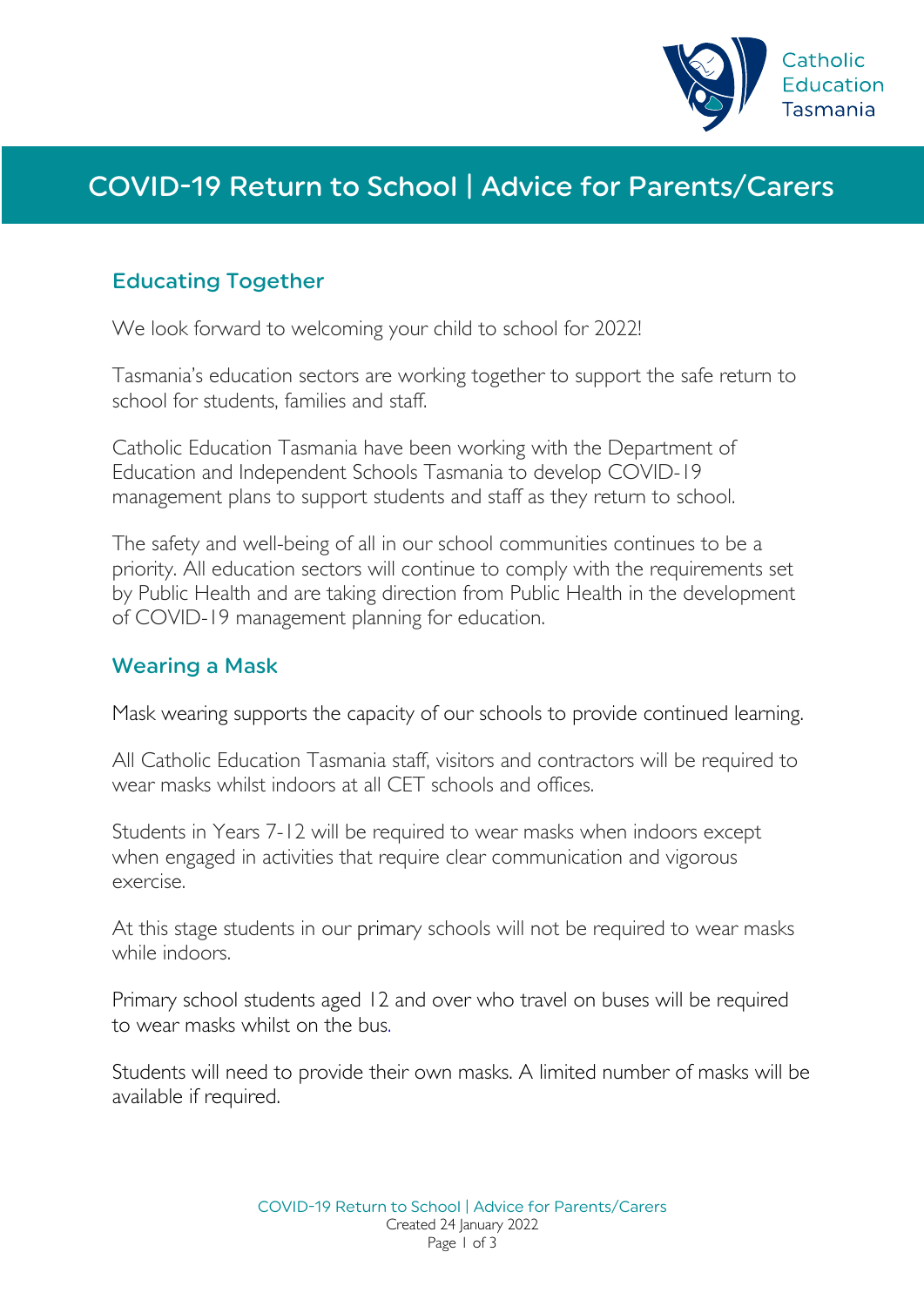Catholic Education Tasmania

# COVID-19 Return to School | Advice for Parents/Carers

## Educating Together

We look forward to welcoming your child to school for 2022!

Tasmania's education sectors are working together to support the safe return to school for students, families and staff.

Catholic Education Tasmania have been working with the Department of Education and Independent Schools Tasmania to develop COVID-19 management plans to support students and staff as they return to school.

The safety and well-being of all in our school communities continues to be a priority. All education sectors will continue to comply with the requirements set by Public Health and are taking direction from Public Health in the development of COVID-19 management planning for education.

## Wearing a Mask

Mask wearing supports the capacity of our schools to provide continued learning.

All Catholic Education Tasmania staff, visitors and contractors will be required to wear masks whilst indoors at all CET schools and offices.

Students in Years 7-12 will be required to wear masks when indoors except when engaged in activities that require clear communication and vigorous exercise.

At this stage students in our primary schools will not be required to wear masks while indoors.

Primary school students aged 12 and over who travel on buses will be required to wear masks whilst on the bus.

Students will need to provide their own masks. A limited number of masks will be available if required.

Created 24 January 2022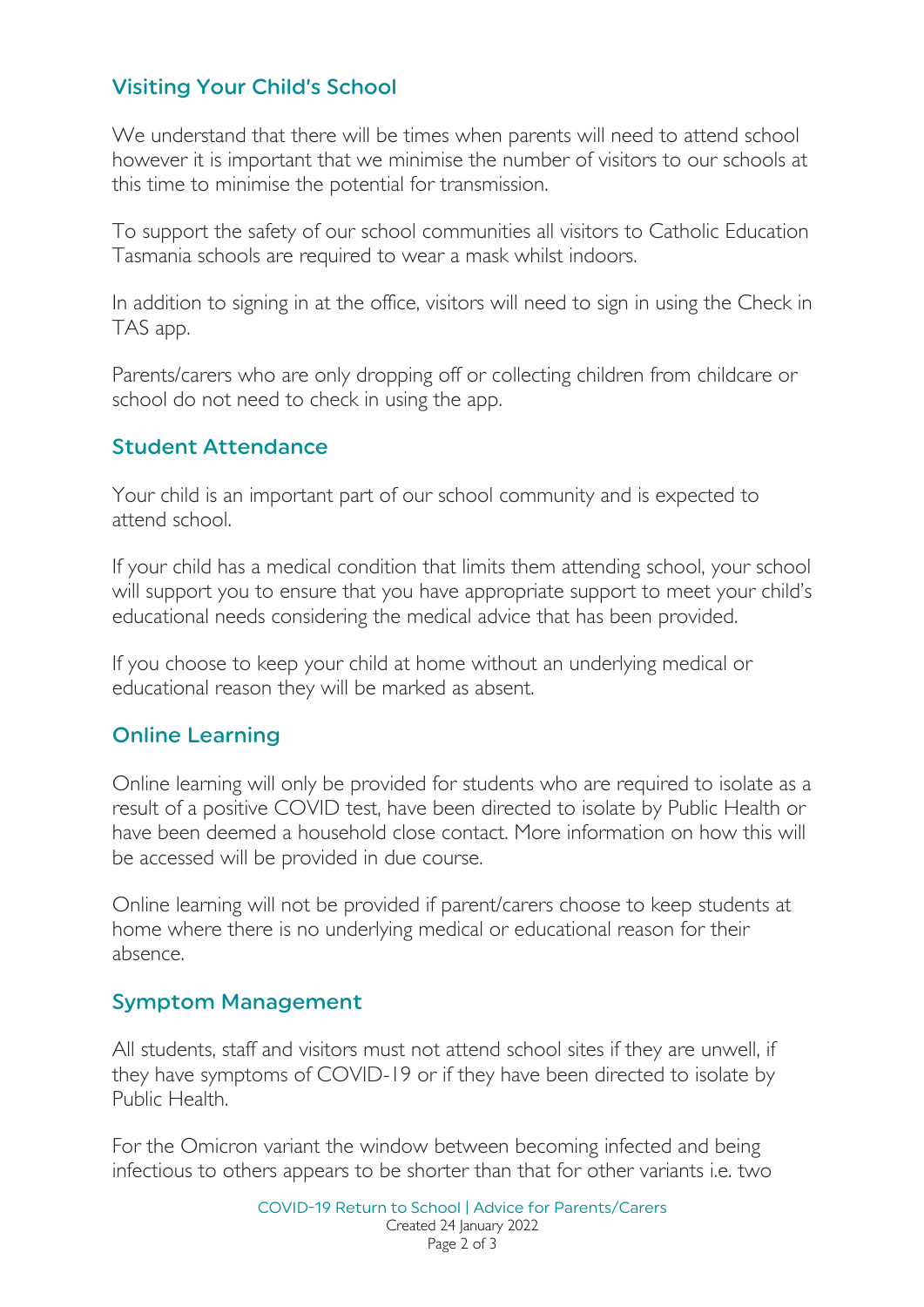## Visiting Your Child's School

We understand that there will be times when parents will need to attend school however it is important that we minimise the number of visitors to our schools at this time to minimise the potential for transmission.

To support the safety of our school communities all visitors to Catholic Education Tasmania schools are required to wear a mask whilst indoors.

In addition to signing in at the office, visitors will need to sign in using the Check in TAS app.

Parents/carers who are only dropping off or collecting children from childcare or school do not need to check in using the app.

## Student Attendance

Your child is an important part of our school community and is expected to attend school.

If your child has a medical condition that limits them attending school, your school will support you to ensure that you have appropriate support to meet your child's educational needs considering the medical advice that has been provided.

If you choose to keep your child at home without an underlying medical or educational reason they will be marked as absent.

## Online Learning

Online learning will only be provided for students who are required to isolate as a result of a positive COVID test, have been directed to isolate by Public Health or have been deemed a household close contact. More information on how this will be accessed will be provided in due course.

Online learning will not be provided if parent/carers choose to keep students at home where there is no underlying medical or educational reason for their absence.

## Symptom Management

All students, staff and visitors must not attend school sites if they are unwell, if they have symptoms of COVID-19 or if they have been directed to isolate by Public Health.

For the Omicron variant the window between becoming infected and being infectious to others appears to be shorter than that for other variants i.e. two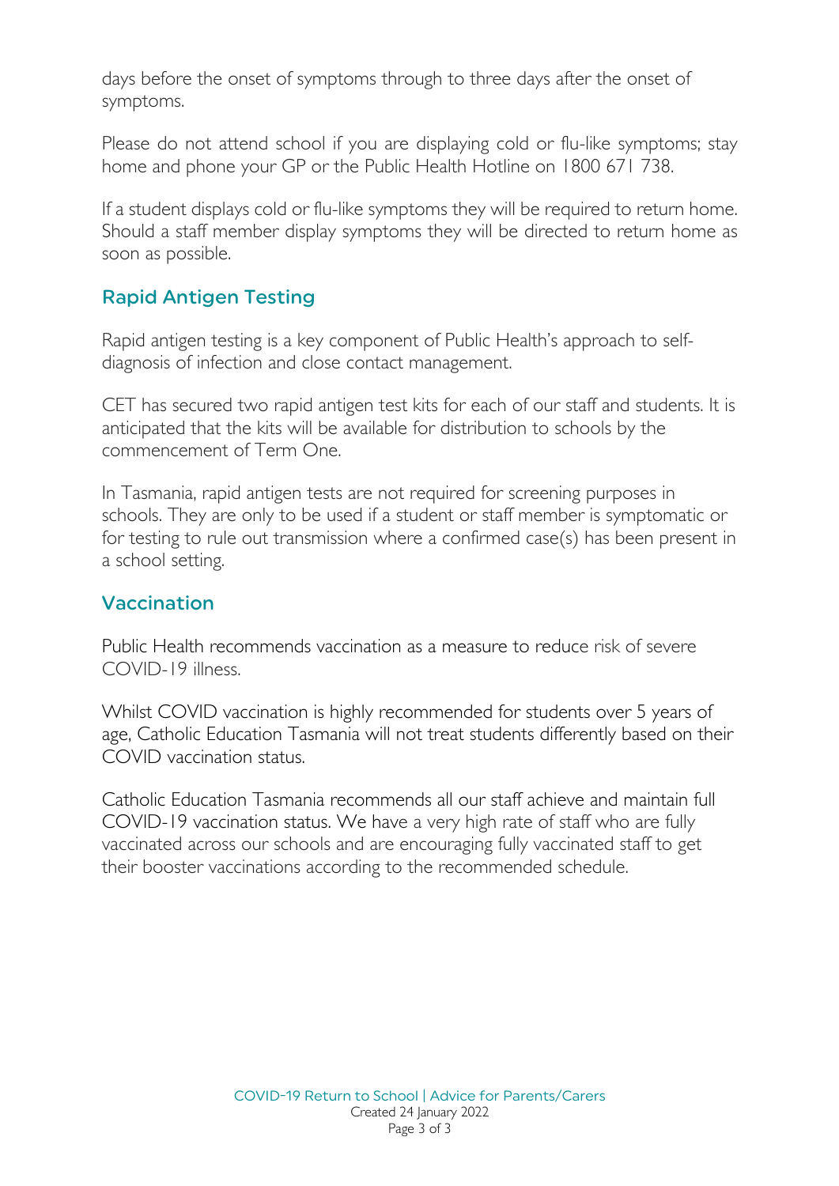days before the onset of symptoms through to three days after the onset of symptoms.

Please do not attend school if you are displaying cold or flu-like symptoms; stay home and phone your GP or the Public Health Hotline on 1800 671 738.

If a student displays cold or flu-like symptoms they will be required to return home. Should a staff member display symptoms they will be directed to return home as soon as possible.

## Rapid Antigen Testing

Rapid antigen testing is a key component of Public Health's approach to self-diagnosis of infection and close contact management.

CET has secured two rapid antigen test kits for each of our staff and students. It is anticipated that the kits will be available for distribution to schools by the commencement of Term One.

In Tasmania, rapid antigen tests are not required for screening purposes in schools. They are only to be used if a student or staff member is symptomatic or for testing to rule out transmission where a confirmed case(s) has been present in a school setting.

## Vaccination

Public Health recommends vaccination as a measure to reduce risk of severe COVID-19 illness.

Whilst COVID vaccination is highly recommended for students over 5 years of age, Catholic Education Tasmania will not treat students differently based on their COVID vaccination status.

Catholic Education Tasmania recommends all our staff achieve and maintain full COVID-19 vaccination status. We have a very high rate of staff who are fully vaccinated across our schools and are encouraging fully vaccinated staff to get their booster vaccinations according to the recommended schedule.